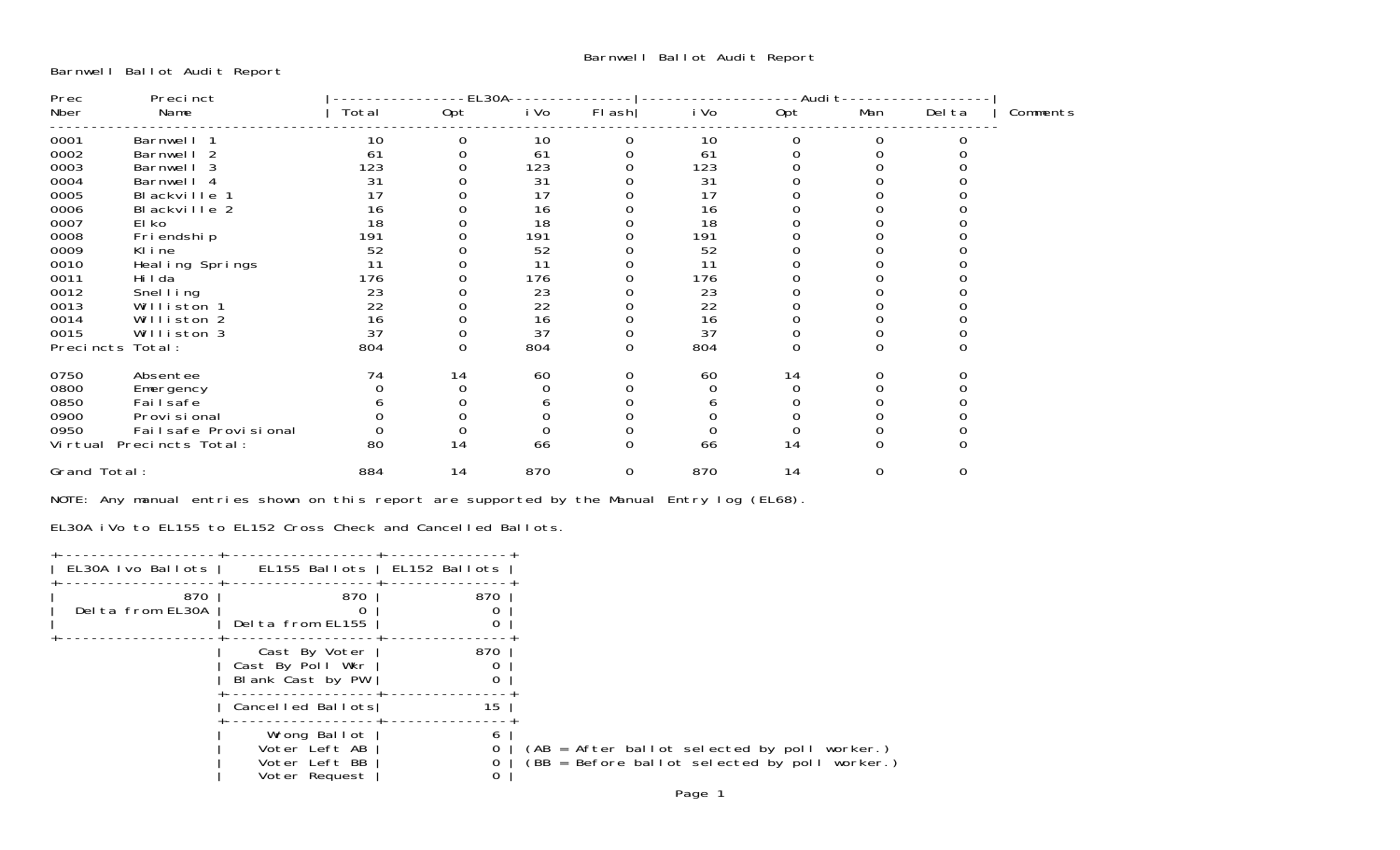# Barnwell Ballot Audit Report

Barnwell Ballot Audit Report

| Prec Nber | Precinct Name | EL30A Total | EL30A Opt | EL30A iVo | EL30A Flash | Audit iVo | Audit Opt | Audit Man | Audit Delta | Comments |
|---|---|---|---|---|---|---|---|---|---|---|
| 0001 | Barnwell 1 | 10 | 0 | 10 | 0 | 10 | 0 | 0 | 0 | |
| 0002 | Barnwell 2 | 61 | 0 | 61 | 0 | 61 | 0 | 0 | 0 | |
| 0003 | Barnwell 3 | 123 | 0 | 123 | 0 | 123 | 0 | 0 | 0 | |
| 0004 | Barnwell 4 | 31 | 0 | 31 | 0 | 31 | 0 | 0 | 0 | |
| 0005 | Blackville 1 | 17 | 0 | 17 | 0 | 17 | 0 | 0 | 0 | |
| 0006 | Blackville 2 | 16 | 0 | 16 | 0 | 16 | 0 | 0 | 0 | |
| 0007 | Elko | 18 | 0 | 18 | 0 | 18 | 0 | 0 | 0 | |
| 0008 | Friendship | 191 | 0 | 191 | 0 | 191 | 0 | 0 | 0 | |
| 0009 | Kline | 52 | 0 | 52 | 0 | 52 | 0 | 0 | 0 | |
| 0010 | Healing Springs | 11 | 0 | 11 | 0 | 11 | 0 | 0 | 0 | |
| 0011 | Hilda | 176 | 0 | 176 | 0 | 176 | 0 | 0 | 0 | |
| 0012 | Snelling | 23 | 0 | 23 | 0 | 23 | 0 | 0 | 0 | |
| 0013 | Williston 1 | 22 | 0 | 22 | 0 | 22 | 0 | 0 | 0 | |
| 0014 | Williston 2 | 16 | 0 | 16 | 0 | 16 | 0 | 0 | 0 | |
| 0015 | Williston 3 | 37 | 0 | 37 | 0 | 37 | 0 | 0 | 0 | |
| Precincts Total: | | 804 | 0 | 804 | 0 | 804 | 0 | 0 | 0 | |
| 0750 | Absentee | 74 | 14 | 60 | 0 | 60 | 14 | 0 | 0 | |
| 0800 | Emergency | 0 | 0 | 0 | 0 | 0 | 0 | 0 | 0 | |
| 0850 | Failsafe | 6 | 0 | 6 | 0 | 6 | 0 | 0 | 0 | |
| 0900 | Provisional | 0 | 0 | 0 | 0 | 0 | 0 | 0 | 0 | |
| 0950 | Failsafe Provisional | 0 | 0 | 0 | 0 | 0 | 0 | 0 | 0 | |
| Virtual Precincts Total: | | 80 | 14 | 66 | 0 | 66 | 14 | 0 | 0 | |
| Grand Total: | | 884 | 14 | 870 | 0 | 870 | 14 | 0 | 0 | |

NOTE: Any manual entries shown on this report are supported by the Manual Entry log (EL68).

EL30A iVo to EL155 to EL152 Cross Check and Cancelled Ballots.

| EL30A Ivo Ballots | EL155 Ballots | EL152 Ballots |
|---|---|---|
| 870 | 870 | 870 |
| Delta from EL30A | 0 | 0 |
| | Delta from EL155 | 0 |
| | Cast By Voter | 870 |
| | Cast By Poll Wkr | 0 |
| | Blank Cast by PW | 0 |
| | Cancelled Ballots | 15 |
| | Wrong Ballot | 6 |
| | Voter Left AB | 0 (AB = After ballot selected by poll worker.) |
| | Voter Left BB | 0 (BB = Before ballot selected by poll worker.) |
| | Voter Request | 0 |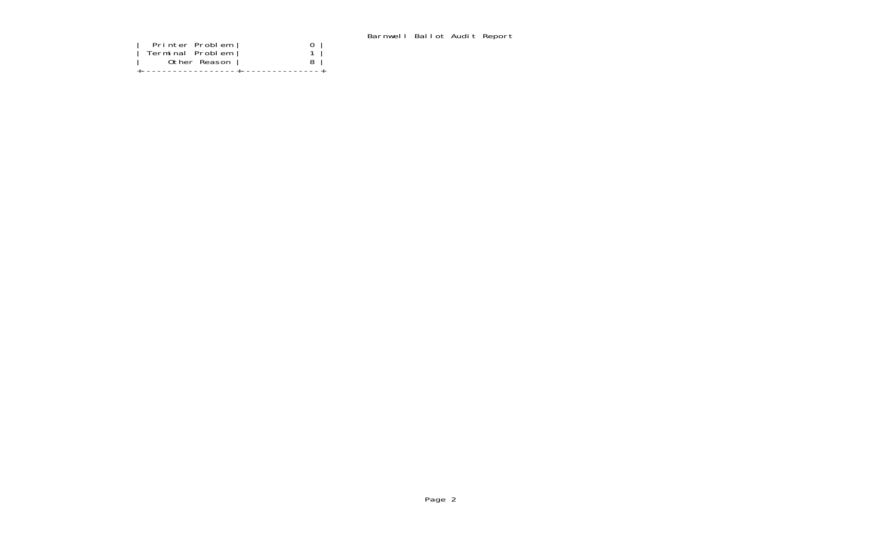| Printer Problem | 0 |
| --- | --- |
| Terminal Problem | 1 |
| Other Reason | 8 |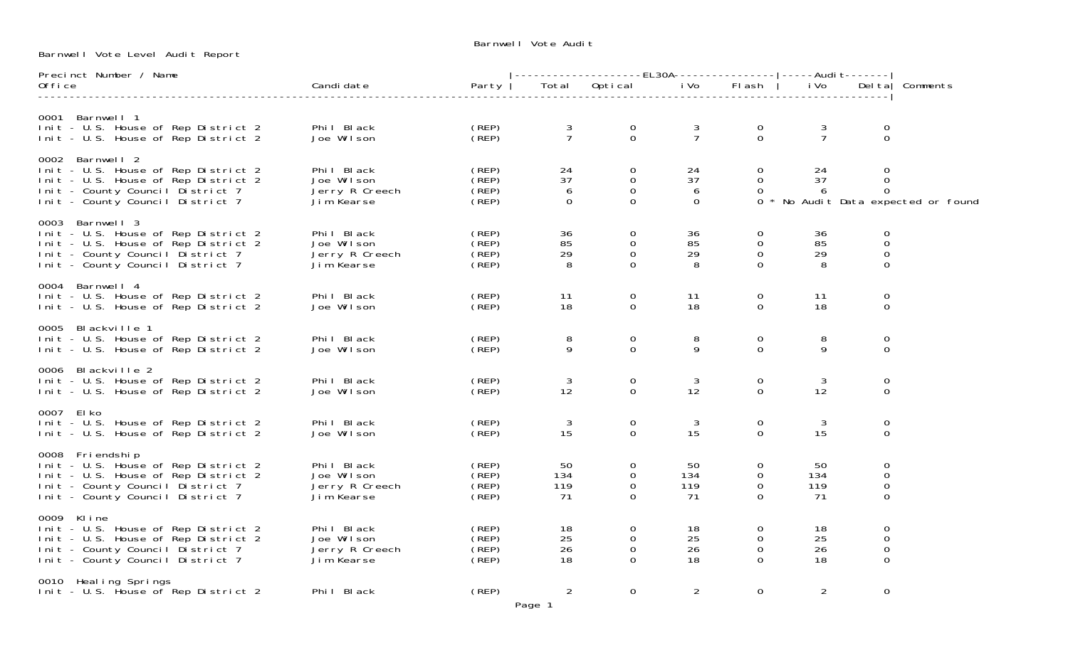Barnwell Vote Audit

Barnwell Vote Level Audit Report

| Precinct Number / Name<br>Office | Candidate | Party | EL30A Total | EL30A Optical | EL30A iVo | EL30A Flash | Audit iVo | Audit Delta | Comments |
|---|---|---|---|---|---|---|---|---|---|
| **0001 Barnwell 1** | | | | | | | | | |
| Init - U.S. House of Rep District 2 | Phil Black | (REP) | 3 | 0 | 3 | 0 | 3 | 0 | |
| Init - U.S. House of Rep District 2 | Joe Wilson | (REP) | 7 | 0 | 7 | 0 | 7 | 0 | |
| **0002 Barnwell 2** | | | | | | | | | |
| Init - U.S. House of Rep District 2 | Phil Black | (REP) | 24 | 0 | 24 | 0 | 24 | 0 | |
| Init - U.S. House of Rep District 2 | Joe Wilson | (REP) | 37 | 0 | 37 | 0 | 37 | 0 | |
| Init - County Council District 7 | Jerry R Creech | (REP) | 6 | 0 | 6 | 0 | 6 | 0 | |
| Init - County Council District 7 | Jim Kearse | (REP) | 0 | 0 | 0 | 0 | | | * No Audit Data expected or found |
| **0003 Barnwell 3** | | | | | | | | | |
| Init - U.S. House of Rep District 2 | Phil Black | (REP) | 36 | 0 | 36 | 0 | 36 | 0 | |
| Init - U.S. House of Rep District 2 | Joe Wilson | (REP) | 85 | 0 | 85 | 0 | 85 | 0 | |
| Init - County Council District 7 | Jerry R Creech | (REP) | 29 | 0 | 29 | 0 | 29 | 0 | |
| Init - County Council District 7 | Jim Kearse | (REP) | 8 | 0 | 8 | 0 | 8 | 0 | |
| **0004 Barnwell 4** | | | | | | | | | |
| Init - U.S. House of Rep District 2 | Phil Black | (REP) | 11 | 0 | 11 | 0 | 11 | 0 | |
| Init - U.S. House of Rep District 2 | Joe Wilson | (REP) | 18 | 0 | 18 | 0 | 18 | 0 | |
| **0005 Blackville 1** | | | | | | | | | |
| Init - U.S. House of Rep District 2 | Phil Black | (REP) | 8 | 0 | 8 | 0 | 8 | 0 | |
| Init - U.S. House of Rep District 2 | Joe Wilson | (REP) | 9 | 0 | 9 | 0 | 9 | 0 | |
| **0006 Blackville 2** | | | | | | | | | |
| Init - U.S. House of Rep District 2 | Phil Black | (REP) | 3 | 0 | 3 | 0 | 3 | 0 | |
| Init - U.S. House of Rep District 2 | Joe Wilson | (REP) | 12 | 0 | 12 | 0 | 12 | 0 | |
| **0007 Elko** | | | | | | | | | |
| Init - U.S. House of Rep District 2 | Phil Black | (REP) | 3 | 0 | 3 | 0 | 3 | 0 | |
| Init - U.S. House of Rep District 2 | Joe Wilson | (REP) | 15 | 0 | 15 | 0 | 15 | 0 | |
| **0008 Friendship** | | | | | | | | | |
| Init - U.S. House of Rep District 2 | Phil Black | (REP) | 50 | 0 | 50 | 0 | 50 | 0 | |
| Init - U.S. House of Rep District 2 | Joe Wilson | (REP) | 134 | 0 | 134 | 0 | 134 | 0 | |
| Init - County Council District 7 | Jerry R Creech | (REP) | 119 | 0 | 119 | 0 | 119 | 0 | |
| Init - County Council District 7 | Jim Kearse | (REP) | 71 | 0 | 71 | 0 | 71 | 0 | |
| **0009 Kline** | | | | | | | | | |
| Init - U.S. House of Rep District 2 | Phil Black | (REP) | 18 | 0 | 18 | 0 | 18 | 0 | |
| Init - U.S. House of Rep District 2 | Joe Wilson | (REP) | 25 | 0 | 25 | 0 | 25 | 0 | |
| Init - County Council District 7 | Jerry R Creech | (REP) | 26 | 0 | 26 | 0 | 26 | 0 | |
| Init - County Council District 7 | Jim Kearse | (REP) | 18 | 0 | 18 | 0 | 18 | 0 | |
| **0010 Healing Springs** | | | | | | | | | |
| Init - U.S. House of Rep District 2 | Phil Black | (REP) | 2 | 0 | 2 | 0 | 2 | 0 | |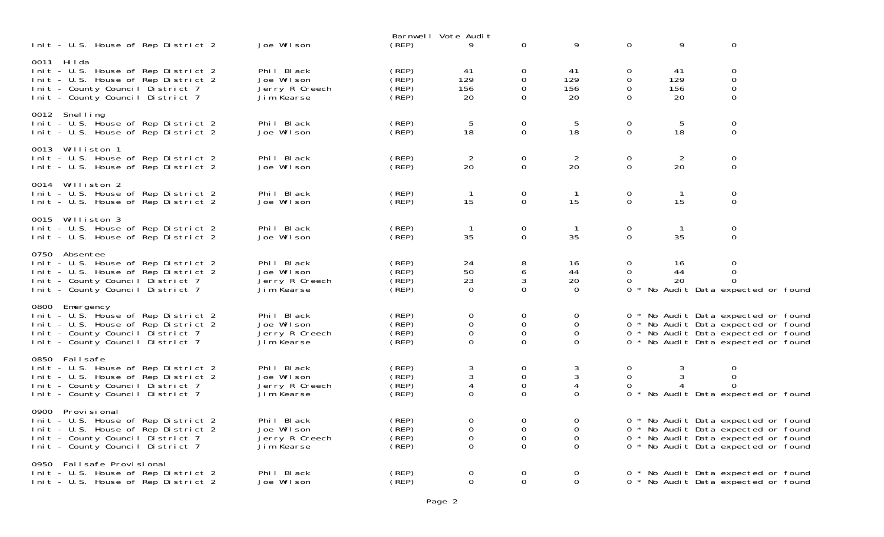Barnwell Vote Audit

| | | | | | | | | |
|---|---|---|---|---|---|---|---|---|
| Init - U.S. House of Rep District 2 | Joe Wilson | (REP) | 9 | 0 | 9 | 0 | 9 | 0 |
| **0011 Hilda** | | | | | | | | |
| Init - U.S. House of Rep District 2 | Phil Black | (REP) | 41 | 0 | 41 | 0 | 41 | 0 |
| Init - U.S. House of Rep District 2 | Joe Wilson | (REP) | 129 | 0 | 129 | 0 | 129 | 0 |
| Init - County Council District 7 | Jerry R Creech | (REP) | 156 | 0 | 156 | 0 | 156 | 0 |
| Init - County Council District 7 | Jim Kearse | (REP) | 20 | 0 | 20 | 0 | 20 | 0 |
| **0012 Snelling** | | | | | | | | |
| Init - U.S. House of Rep District 2 | Phil Black | (REP) | 5 | 0 | 5 | 0 | 5 | 0 |
| Init - U.S. House of Rep District 2 | Joe Wilson | (REP) | 18 | 0 | 18 | 0 | 18 | 0 |
| **0013 Williston 1** | | | | | | | | |
| Init - U.S. House of Rep District 2 | Phil Black | (REP) | 2 | 0 | 2 | 0 | 2 | 0 |
| Init - U.S. House of Rep District 2 | Joe Wilson | (REP) | 20 | 0 | 20 | 0 | 20 | 0 |
| **0014 Williston 2** | | | | | | | | |
| Init - U.S. House of Rep District 2 | Phil Black | (REP) | 1 | 0 | 1 | 0 | 1 | 0 |
| Init - U.S. House of Rep District 2 | Joe Wilson | (REP) | 15 | 0 | 15 | 0 | 15 | 0 |
| **0015 Williston 3** | | | | | | | | |
| Init - U.S. House of Rep District 2 | Phil Black | (REP) | 1 | 0 | 1 | 0 | 1 | 0 |
| Init - U.S. House of Rep District 2 | Joe Wilson | (REP) | 35 | 0 | 35 | 0 | 35 | 0 |
| **0750 Absentee** | | | | | | | | |
| Init - U.S. House of Rep District 2 | Phil Black | (REP) | 24 | 8 | 16 | 0 | 16 | 0 |
| Init - U.S. House of Rep District 2 | Joe Wilson | (REP) | 50 | 6 | 44 | 0 | 44 | 0 |
| Init - County Council District 7 | Jerry R Creech | (REP) | 23 | 3 | 20 | 0 | 20 | 0 |
| Init - County Council District 7 | Jim Kearse | (REP) | 0 | 0 | 0 | 0 * No Audit Data expected or found | | |
| **0800 Emergency** | | | | | | | | |
| Init - U.S. House of Rep District 2 | Phil Black | (REP) | 0 | 0 | 0 | 0 * No Audit Data expected or found | | |
| Init - U.S. House of Rep District 2 | Joe Wilson | (REP) | 0 | 0 | 0 | 0 * No Audit Data expected or found | | |
| Init - County Council District 7 | Jerry R Creech | (REP) | 0 | 0 | 0 | 0 * No Audit Data expected or found | | |
| Init - County Council District 7 | Jim Kearse | (REP) | 0 | 0 | 0 | 0 * No Audit Data expected or found | | |
| **0850 Failsafe** | | | | | | | | |
| Init - U.S. House of Rep District 2 | Phil Black | (REP) | 3 | 0 | 3 | 0 | 3 | 0 |
| Init - U.S. House of Rep District 2 | Joe Wilson | (REP) | 3 | 0 | 3 | 0 | 3 | 0 |
| Init - County Council District 7 | Jerry R Creech | (REP) | 4 | 0 | 4 | 0 | 4 | 0 |
| Init - County Council District 7 | Jim Kearse | (REP) | 0 | 0 | 0 | 0 * No Audit Data expected or found | | |
| **0900 Provisional** | | | | | | | | |
| Init - U.S. House of Rep District 2 | Phil Black | (REP) | 0 | 0 | 0 | 0 * No Audit Data expected or found | | |
| Init - U.S. House of Rep District 2 | Joe Wilson | (REP) | 0 | 0 | 0 | 0 * No Audit Data expected or found | | |
| Init - County Council District 7 | Jerry R Creech | (REP) | 0 | 0 | 0 | 0 * No Audit Data expected or found | | |
| Init - County Council District 7 | Jim Kearse | (REP) | 0 | 0 | 0 | 0 * No Audit Data expected or found | | |
| **0950 Failsafe Provisional** | | | | | | | | |
| Init - U.S. House of Rep District 2 | Phil Black | (REP) | 0 | 0 | 0 | 0 * No Audit Data expected or found | | |
| Init - U.S. House of Rep District 2 | Joe Wilson | (REP) | 0 | 0 | 0 | 0 * No Audit Data expected or found | | |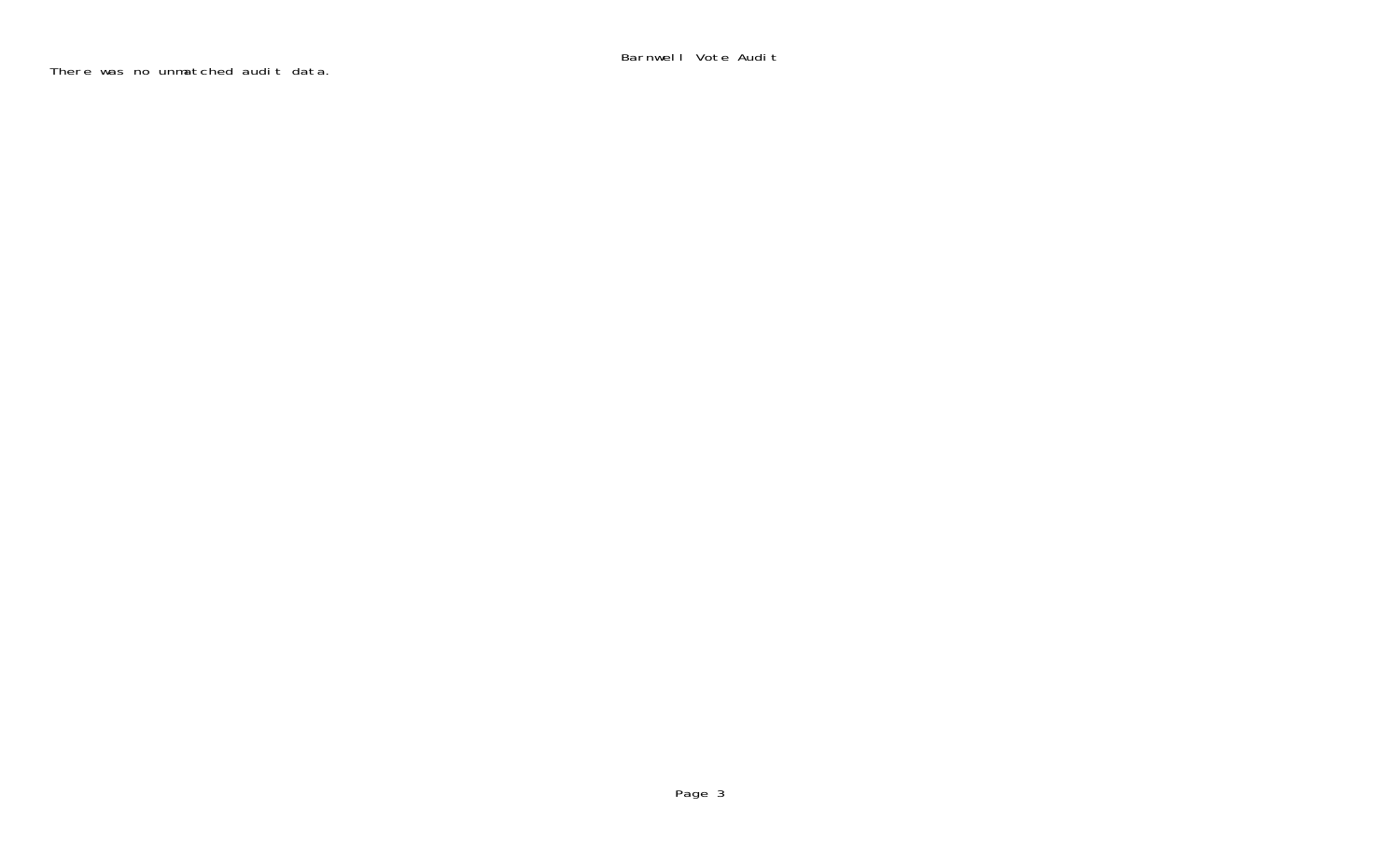Barnwell Vote Audit

There was no unmatched audit data.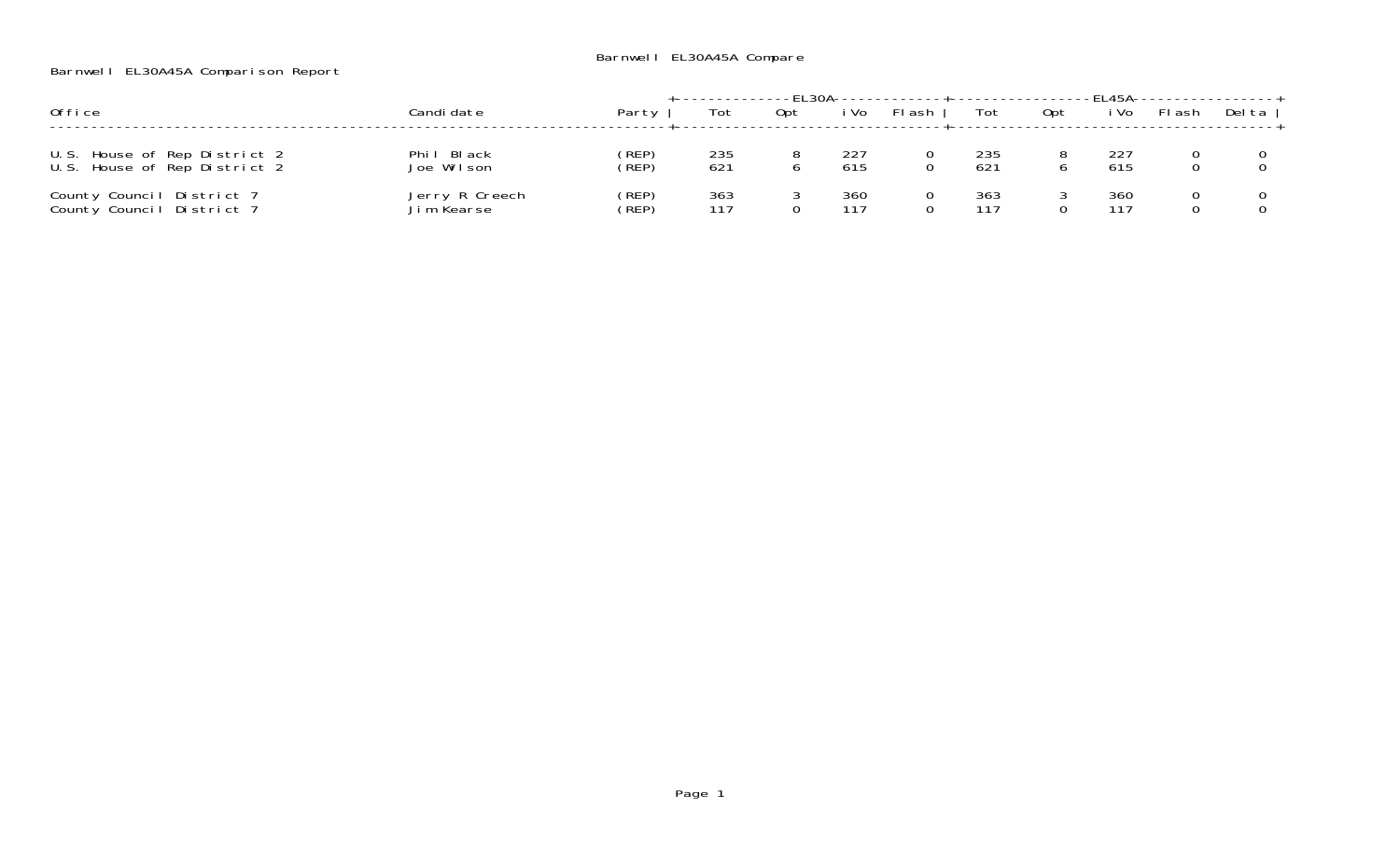# Barnwell EL30A45A Compare

Barnwell EL30A45A Comparison Report

| Office | Candidate | Party | EL30A | | | | EL45A | | | | |
|---|---|---|---|---|---|---|---|---|---|---|---|
| | | | Tot | Opt | iVo | Flash | Tot | Opt | iVo | Flash | Delta |
| U.S. House of Rep District 2 | Phil Black | (REP) | 235 | 8 | 227 | 0 | 235 | 8 | 227 | 0 | 0 |
| U.S. House of Rep District 2 | Joe Wilson | (REP) | 621 | 6 | 615 | 0 | 621 | 6 | 615 | 0 | 0 |
| County Council District 7 | Jerry R Creech | (REP) | 363 | 3 | 360 | 0 | 363 | 3 | 360 | 0 | 0 |
| County Council District 7 | Jim Kearse | (REP) | 117 | 0 | 117 | 0 | 117 | 0 | 117 | 0 | 0 |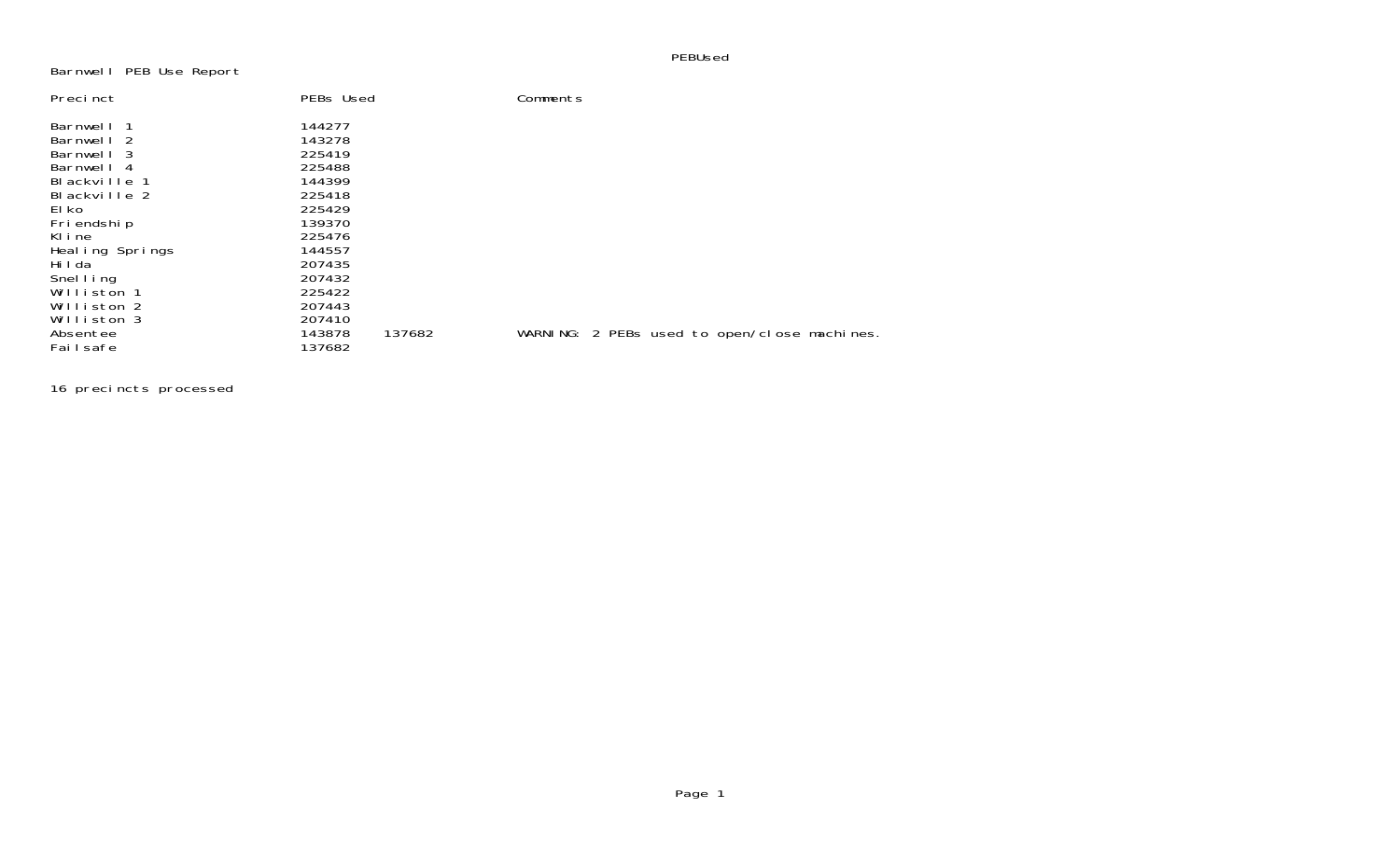PEBUsed

Barnwell PEB Use Report

| Precinct | PEBs Used | | Comments |
|---|---|---|---|
| Barnwell 1 | 144277 | | |
| Barnwell 2 | 143278 | | |
| Barnwell 3 | 225419 | | |
| Barnwell 4 | 225488 | | |
| Blackville 1 | 144399 | | |
| Blackville 2 | 225418 | | |
| Elko | 225429 | | |
| Friendship | 139370 | | |
| Kline | 225476 | | |
| Healing Springs | 144557 | | |
| Hilda | 207435 | | |
| Snelling | 207432 | | |
| Williston 1 | 225422 | | |
| Williston 2 | 207443 | | |
| Williston 3 | 207410 | | |
| Absentee | 143878 | 137682 | WARNING: 2 PEBs used to open/close machines. |
| Failsafe | 137682 | | |

16 precincts processed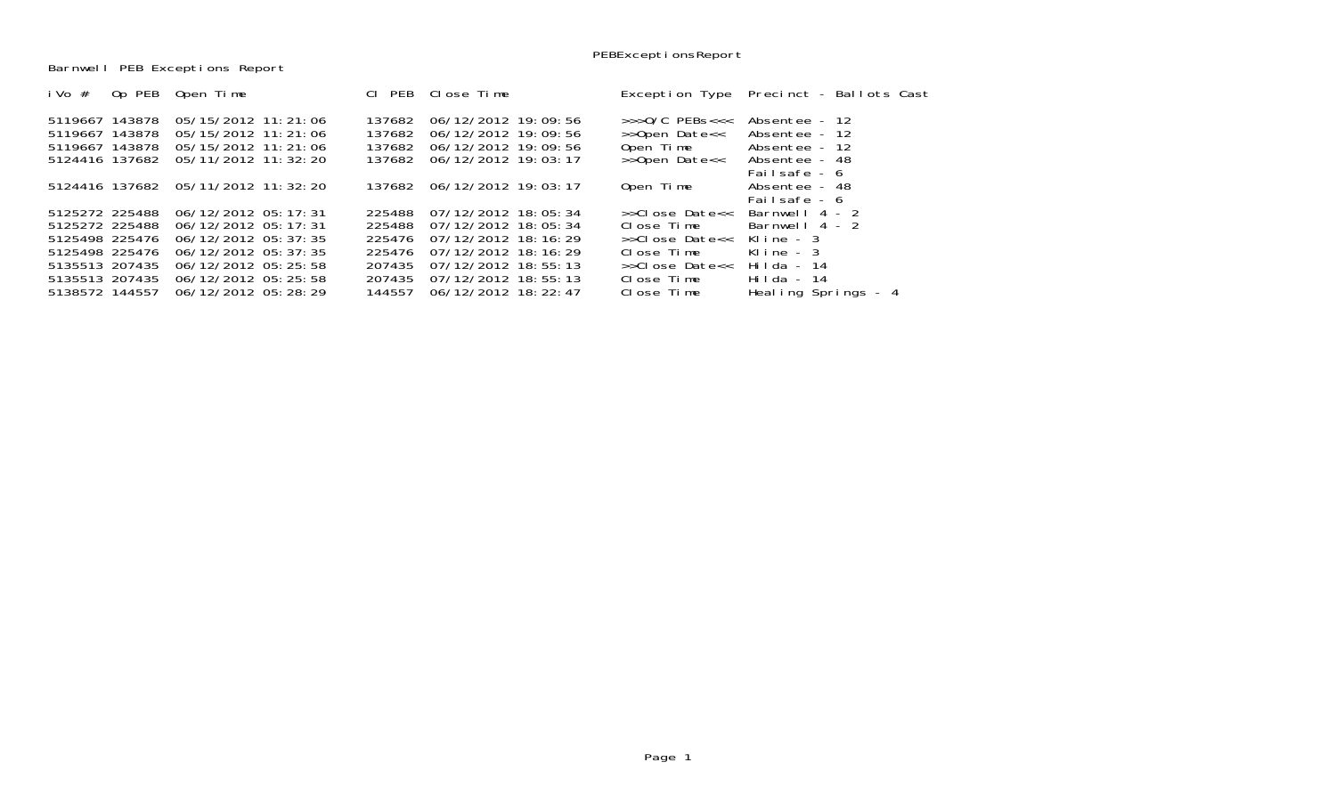PEBExceptionsReport

Barnwell PEB Exceptions Report

| iVo # | Op PEB | Open Time | Cl PEB | Close Time | Exception Type | Precinct - Ballots Cast |
|---|---|---|---|---|---|---|
| 5119667 | 143878 | 05/15/2012 11:21:06 | 137682 | 06/12/2012 19:09:56 | >>>O/C PEBs<<< | Absentee - 12 |
| 5119667 | 143878 | 05/15/2012 11:21:06 | 137682 | 06/12/2012 19:09:56 | >>Open Date<< | Absentee - 12 |
| 5119667 | 143878 | 05/15/2012 11:21:06 | 137682 | 06/12/2012 19:09:56 | Open Time | Absentee - 12 |
| 5124416 | 137682 | 05/11/2012 11:32:20 | 137682 | 06/12/2012 19:03:17 | >>Open Date<< | Absentee - 48<br>Failsafe - 6 |
| 5124416 | 137682 | 05/11/2012 11:32:20 | 137682 | 06/12/2012 19:03:17 | Open Time | Absentee - 48<br>Failsafe - 6 |
| 5125272 | 225488 | 06/12/2012 05:17:31 | 225488 | 07/12/2012 18:05:34 | >>Close Date<< | Barnwell 4 - 2 |
| 5125272 | 225488 | 06/12/2012 05:17:31 | 225488 | 07/12/2012 18:05:34 | Close Time | Barnwell 4 - 2 |
| 5125498 | 225476 | 06/12/2012 05:37:35 | 225476 | 07/12/2012 18:16:29 | >>Close Date<< | Kline - 3 |
| 5125498 | 225476 | 06/12/2012 05:37:35 | 225476 | 07/12/2012 18:16:29 | Close Time | Kline - 3 |
| 5135513 | 207435 | 06/12/2012 05:25:58 | 207435 | 07/12/2012 18:55:13 | >>Close Date<< | Hilda - 14 |
| 5135513 | 207435 | 06/12/2012 05:25:58 | 207435 | 07/12/2012 18:55:13 | Close Time | Hilda - 14 |
| 5138572 | 144557 | 06/12/2012 05:28:29 | 144557 | 06/12/2012 18:22:47 | Close Time | Healing Springs - 4 |